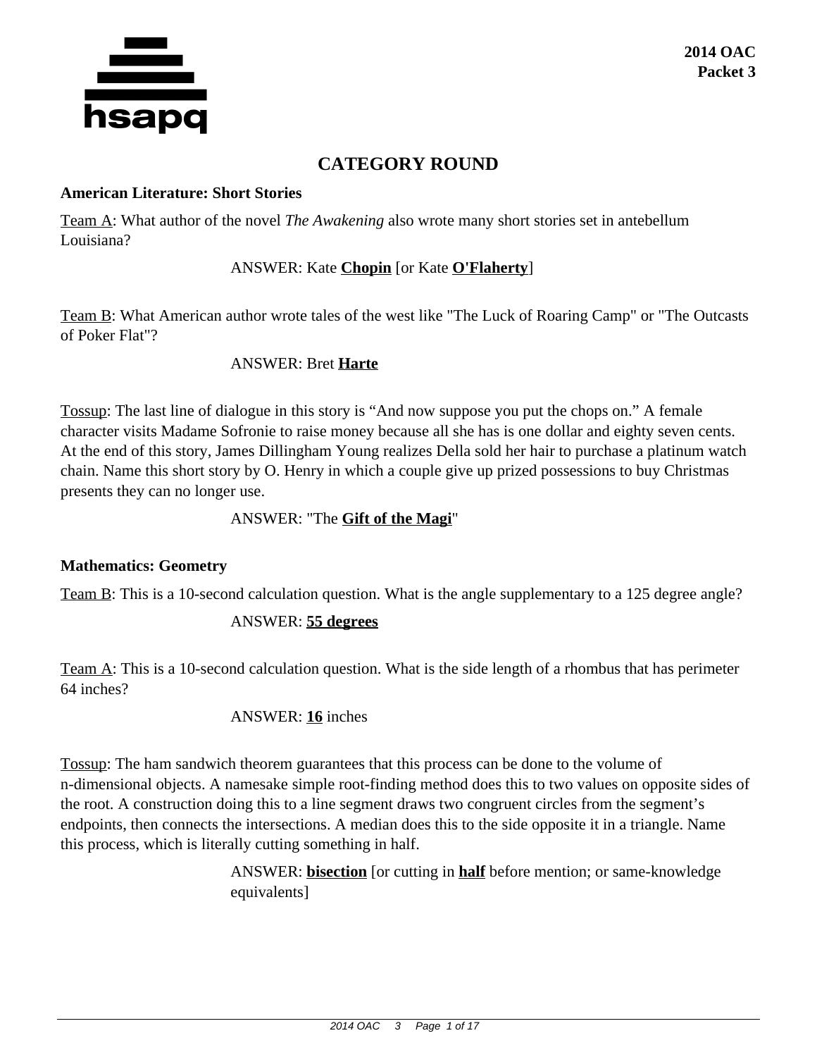**2014 OAC**
**Packet 3**

# CATEGORY ROUND

### American Literature: Short Stories

Team A: What author of the novel *The Awakening* also wrote many short stories set in antebellum Louisiana?

ANSWER: Kate **Chopin** [or Kate **O'Flaherty**]

Team B: What American author wrote tales of the west like "The Luck of Roaring Camp" or "The Outcasts of Poker Flat"?

ANSWER: Bret **Harte**

Tossup: The last line of dialogue in this story is “And now suppose you put the chops on.” A female character visits Madame Sofronie to raise money because all she has is one dollar and eighty seven cents. At the end of this story, James Dillingham Young realizes Della sold her hair to purchase a platinum watch chain. Name this short story by O. Henry in which a couple give up prized possessions to buy Christmas presents they can no longer use.

ANSWER: "The **Gift of the Magi**"

### Mathematics: Geometry

Team B: This is a 10-second calculation question. What is the angle supplementary to a 125 degree angle?

ANSWER: **55 degrees**

Team A: This is a 10-second calculation question. What is the side length of a rhombus that has perimeter 64 inches?

ANSWER: **16** inches

Tossup: The ham sandwich theorem guarantees that this process can be done to the volume of n-dimensional objects. A namesake simple root-finding method does this to two values on opposite sides of the root. A construction doing this to a line segment draws two congruent circles from the segment’s endpoints, then connects the intersections. A median does this to the side opposite it in a triangle. Name this process, which is literally cutting something in half.

ANSWER: **bisection** [or cutting in **half** before mention; or same-knowledge equivalents]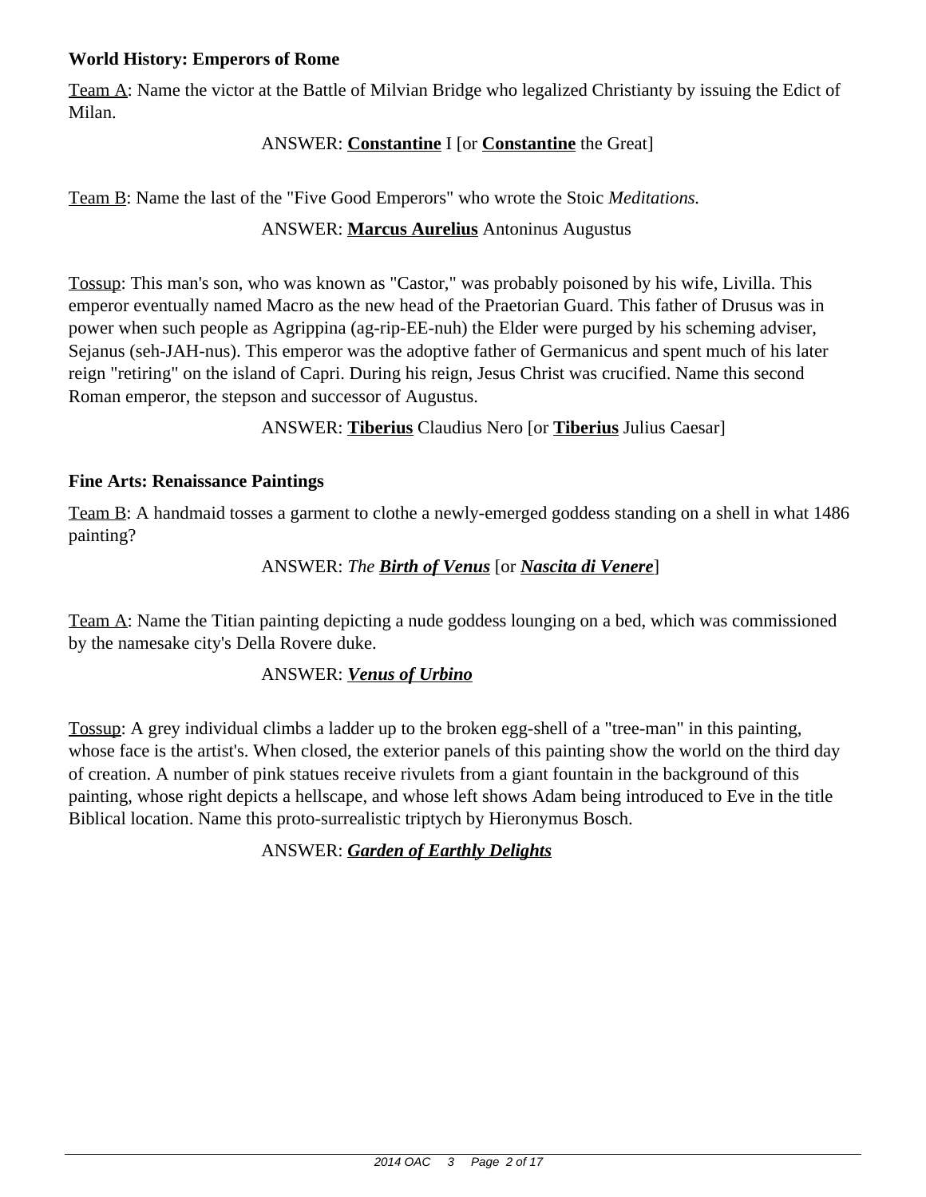**World History: Emperors of Rome**

Team A: Name the victor at the Battle of Milvian Bridge who legalized Christianty by issuing the Edict of Milan.

ANSWER: **<u>Constantine</u>** I [or **<u>Constantine</u>** the Great]

Team B: Name the last of the "Five Good Emperors" who wrote the Stoic *Meditations.*

ANSWER: **<u>Marcus Aurelius</u>** Antoninus Augustus

Tossup: This man's son, who was known as "Castor," was probably poisoned by his wife, Livilla. This emperor eventually named Macro as the new head of the Praetorian Guard. This father of Drusus was in power when such people as Agrippina (ag-rip-EE-nuh) the Elder were purged by his scheming adviser, Sejanus (seh-JAH-nus). This emperor was the adoptive father of Germanicus and spent much of his later reign "retiring" on the island of Capri. During his reign, Jesus Christ was crucified. Name this second Roman emperor, the stepson and successor of Augustus.

ANSWER: **<u>Tiberius</u>** Claudius Nero [or **<u>Tiberius</u>** Julius Caesar]

**Fine Arts: Renaissance Paintings**

Team B: A handmaid tosses a garment to clothe a newly-emerged goddess standing on a shell in what 1486 painting?

ANSWER: *The **<u>Birth of Venus</u>*** [or ***<u>Nascita di Venere</u>***]

Team A: Name the Titian painting depicting a nude goddess lounging on a bed, which was commissioned by the namesake city's Della Rovere duke.

ANSWER: ***<u>Venus of Urbino</u>***

Tossup: A grey individual climbs a ladder up to the broken egg-shell of a "tree-man" in this painting, whose face is the artist's. When closed, the exterior panels of this painting show the world on the third day of creation. A number of pink statues receive rivulets from a giant fountain in the background of this painting, whose right depicts a hellscape, and whose left shows Adam being introduced to Eve in the title Biblical location. Name this proto-surrealistic triptych by Hieronymus Bosch.

ANSWER: ***<u>Garden of Earthly Delights</u>***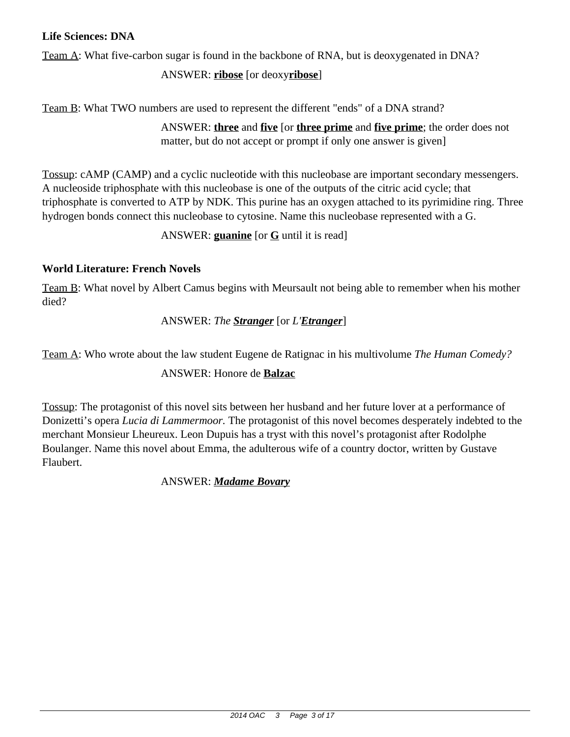**Life Sciences: DNA**

Team A: What five-carbon sugar is found in the backbone of RNA, but is deoxygenated in DNA?

ANSWER: **ribose** [or deoxy**ribose**]

Team B: What TWO numbers are used to represent the different "ends" of a DNA strand?

ANSWER: **three** and **five** [or **three prime** and **five prime**; the order does not matter, but do not accept or prompt if only one answer is given]

Tossup: cAMP (CAMP) and a cyclic nucleotide with this nucleobase are important secondary messengers. A nucleoside triphosphate with this nucleobase is one of the outputs of the citric acid cycle; that triphosphate is converted to ATP by NDK. This purine has an oxygen attached to its pyrimidine ring. Three hydrogen bonds connect this nucleobase to cytosine. Name this nucleobase represented with a G.

ANSWER: **guanine** [or **G** until it is read]

**World Literature: French Novels**

Team B: What novel by Albert Camus begins with Meursault not being able to remember when his mother died?

ANSWER: *The **Stranger*** [or *L'**Etranger***]

Team A: Who wrote about the law student Eugene de Ratignac in his multivolume *The Human Comedy?*

ANSWER: Honore de **Balzac**

Tossup: The protagonist of this novel sits between her husband and her future lover at a performance of Donizetti's opera *Lucia di Lammermoor.* The protagonist of this novel becomes desperately indebted to the merchant Monsieur Lheureux. Leon Dupuis has a tryst with this novel's protagonist after Rodolphe Boulanger. Name this novel about Emma, the adulterous wife of a country doctor, written by Gustave Flaubert.

ANSWER: ***Madame Bovary***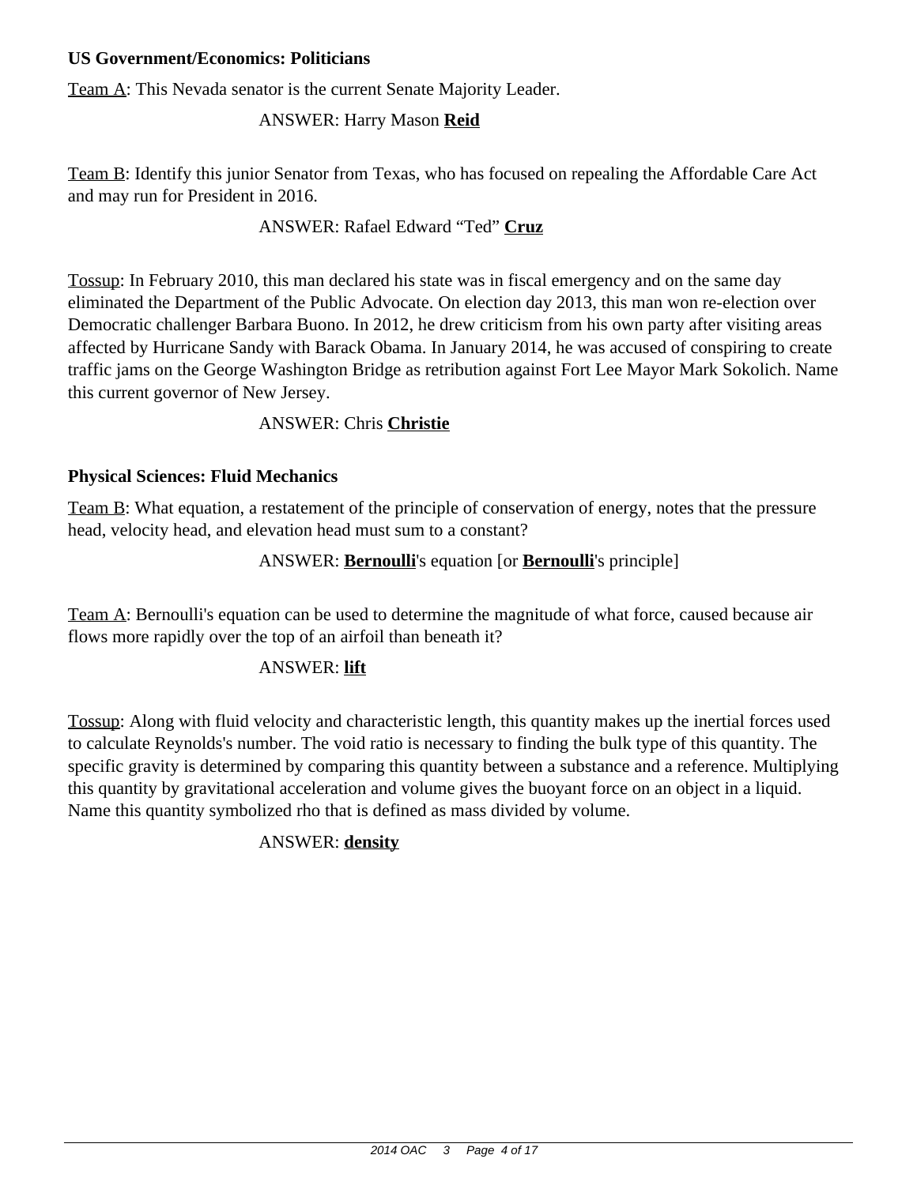**US Government/Economics: Politicians**

Team A: This Nevada senator is the current Senate Majority Leader.

ANSWER: Harry Mason **Reid**

Team B: Identify this junior Senator from Texas, who has focused on repealing the Affordable Care Act and may run for President in 2016.

ANSWER: Rafael Edward “Ted” **Cruz**

Tossup: In February 2010, this man declared his state was in fiscal emergency and on the same day eliminated the Department of the Public Advocate. On election day 2013, this man won re-election over Democratic challenger Barbara Buono. In 2012, he drew criticism from his own party after visiting areas affected by Hurricane Sandy with Barack Obama. In January 2014, he was accused of conspiring to create traffic jams on the George Washington Bridge as retribution against Fort Lee Mayor Mark Sokolich. Name this current governor of New Jersey.

ANSWER: Chris **Christie**

**Physical Sciences: Fluid Mechanics**

Team B: What equation, a restatement of the principle of conservation of energy, notes that the pressure head, velocity head, and elevation head must sum to a constant?

ANSWER: **Bernoulli**'s equation [or **Bernoulli**'s principle]

Team A: Bernoulli's equation can be used to determine the magnitude of what force, caused because air flows more rapidly over the top of an airfoil than beneath it?

ANSWER: **lift**

Tossup: Along with fluid velocity and characteristic length, this quantity makes up the inertial forces used to calculate Reynolds's number. The void ratio is necessary to finding the bulk type of this quantity. The specific gravity is determined by comparing this quantity between a substance and a reference. Multiplying this quantity by gravitational acceleration and volume gives the buoyant force on an object in a liquid. Name this quantity symbolized rho that is defined as mass divided by volume.

ANSWER: **density**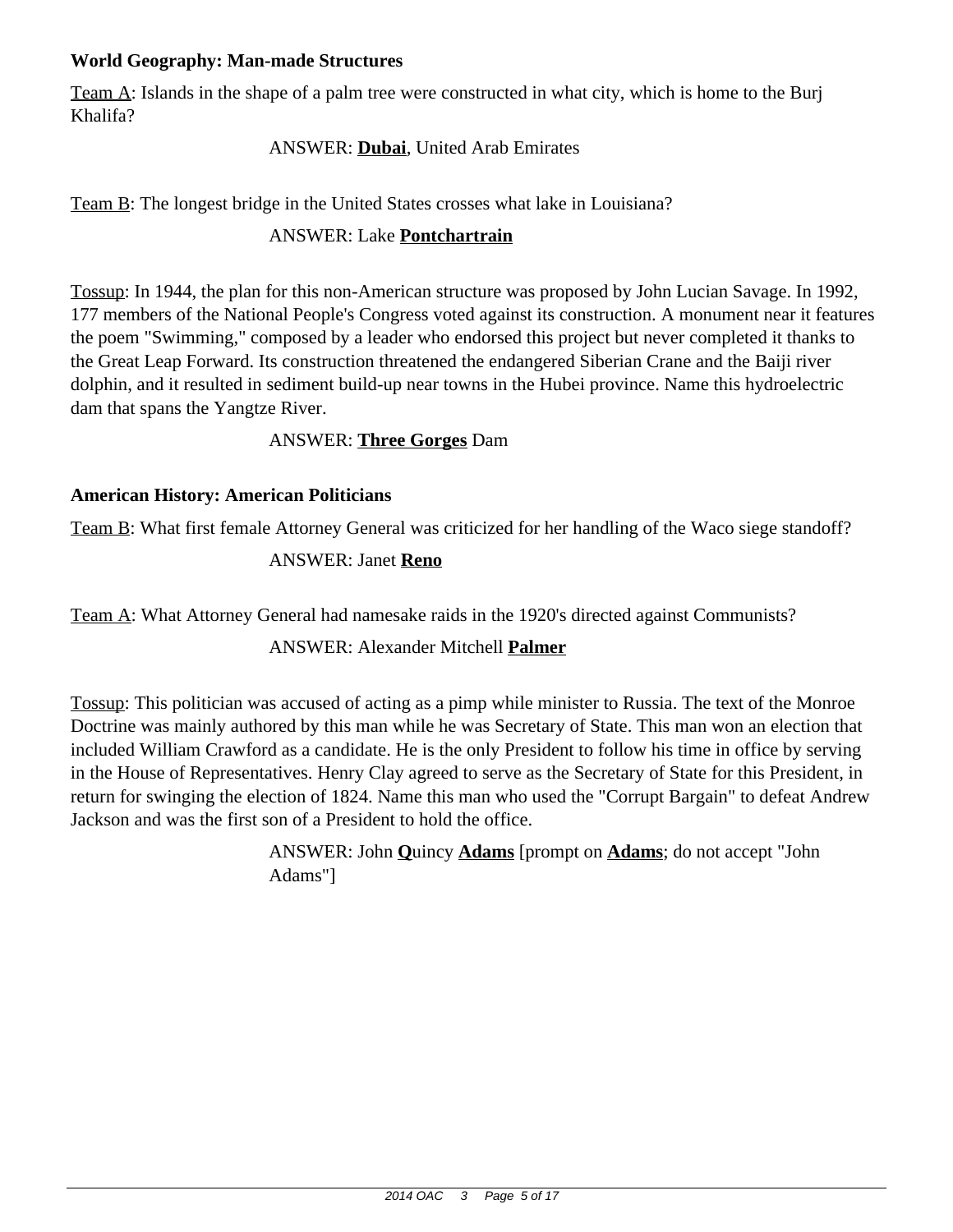**World Geography: Man-made Structures**

Team A: Islands in the shape of a palm tree were constructed in what city, which is home to the Burj Khalifa?

ANSWER: **Dubai**, United Arab Emirates

Team B: The longest bridge in the United States crosses what lake in Louisiana?

ANSWER: Lake **Pontchartrain**

Tossup: In 1944, the plan for this non-American structure was proposed by John Lucian Savage. In 1992, 177 members of the National People's Congress voted against its construction. A monument near it features the poem "Swimming," composed by a leader who endorsed this project but never completed it thanks to the Great Leap Forward. Its construction threatened the endangered Siberian Crane and the Baiji river dolphin, and it resulted in sediment build-up near towns in the Hubei province. Name this hydroelectric dam that spans the Yangtze River.

ANSWER: **Three Gorges** Dam

**American History: American Politicians**

Team B: What first female Attorney General was criticized for her handling of the Waco siege standoff?

ANSWER: Janet **Reno**

Team A: What Attorney General had namesake raids in the 1920's directed against Communists?

ANSWER: Alexander Mitchell **Palmer**

Tossup: This politician was accused of acting as a pimp while minister to Russia. The text of the Monroe Doctrine was mainly authored by this man while he was Secretary of State. This man won an election that included William Crawford as a candidate. He is the only President to follow his time in office by serving in the House of Representatives. Henry Clay agreed to serve as the Secretary of State for this President, in return for swinging the election of 1824. Name this man who used the "Corrupt Bargain" to defeat Andrew Jackson and was the first son of a President to hold the office.

ANSWER: John **Q**uincy **Adams** [prompt on **Adams**; do not accept "John Adams"]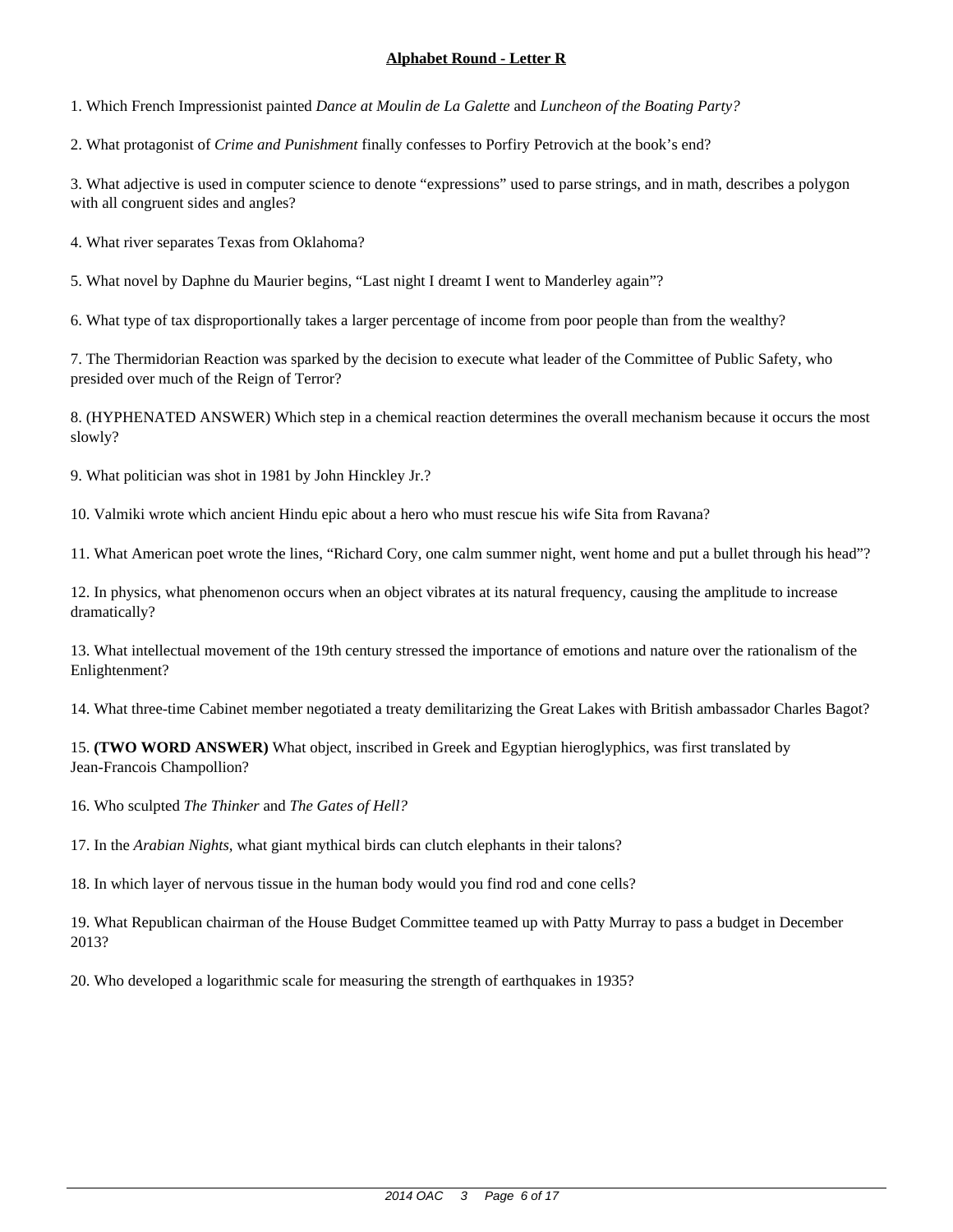## Alphabet Round - Letter R

1. Which French Impressionist painted *Dance at Moulin de La Galette* and *Luncheon of the Boating Party?*

2. What protagonist of *Crime and Punishment* finally confesses to Porfiry Petrovich at the book's end?

3. What adjective is used in computer science to denote "expressions" used to parse strings, and in math, describes a polygon with all congruent sides and angles?

4. What river separates Texas from Oklahoma?

5. What novel by Daphne du Maurier begins, "Last night I dreamt I went to Manderley again"?

6. What type of tax disproportionally takes a larger percentage of income from poor people than from the wealthy?

7. The Thermidorian Reaction was sparked by the decision to execute what leader of the Committee of Public Safety, who presided over much of the Reign of Terror?

8. (HYPHENATED ANSWER) Which step in a chemical reaction determines the overall mechanism because it occurs the most slowly?

9. What politician was shot in 1981 by John Hinckley Jr.?

10. Valmiki wrote which ancient Hindu epic about a hero who must rescue his wife Sita from Ravana?

11. What American poet wrote the lines, "Richard Cory, one calm summer night, went home and put a bullet through his head"?

12. In physics, what phenomenon occurs when an object vibrates at its natural frequency, causing the amplitude to increase dramatically?

13. What intellectual movement of the 19th century stressed the importance of emotions and nature over the rationalism of the Enlightenment?

14. What three-time Cabinet member negotiated a treaty demilitarizing the Great Lakes with British ambassador Charles Bagot?

15. **(TWO WORD ANSWER)** What object, inscribed in Greek and Egyptian hieroglyphics, was first translated by Jean-Francois Champollion?

16. Who sculpted *The Thinker* and *The Gates of Hell?*

17. In the *Arabian Nights*, what giant mythical birds can clutch elephants in their talons?

18. In which layer of nervous tissue in the human body would you find rod and cone cells?

19. What Republican chairman of the House Budget Committee teamed up with Patty Murray to pass a budget in December 2013?

20. Who developed a logarithmic scale for measuring the strength of earthquakes in 1935?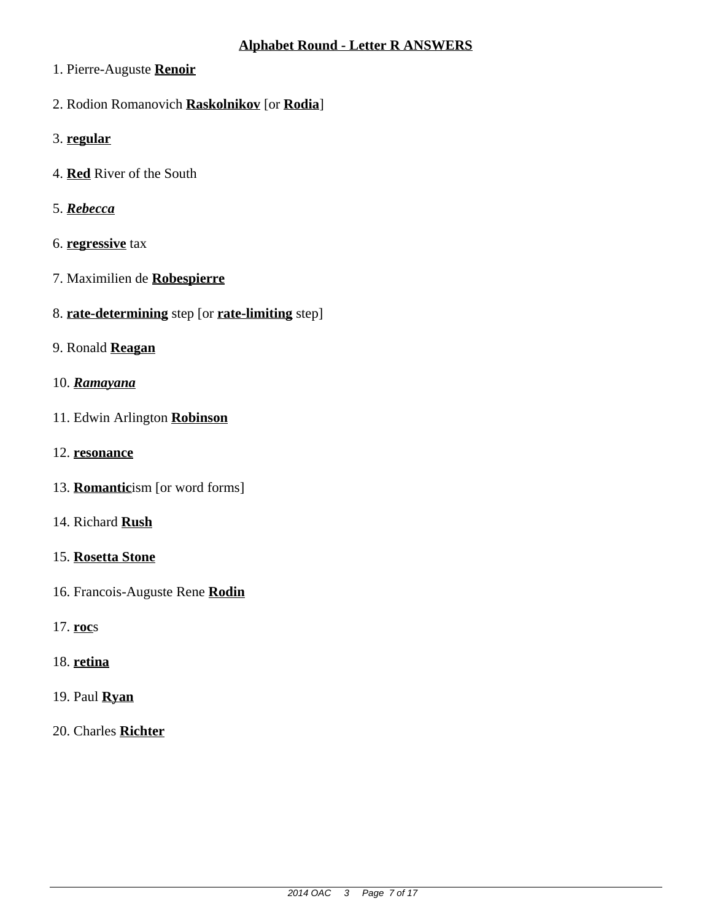# Alphabet Round - Letter R ANSWERS

1. Pierre-Auguste **Renoir**

2. Rodion Romanovich **Raskolnikov** [or **Rodia**]

3. **regular**

4. **Red** River of the South

5. ***Rebecca***

6. **regressive** tax

7. Maximilien de **Robespierre**

8. **rate-determining** step [or **rate-limiting** step]

9. Ronald **Reagan**

10. ***Ramayana***

11. Edwin Arlington **Robinson**

12. **resonance**

13. **Romantic**ism [or word forms]

14. Richard **Rush**

15. **Rosetta Stone**

16. Francois-Auguste Rene **Rodin**

17. **roc**s

18. **retina**

19. Paul **Ryan**

20. Charles **Richter**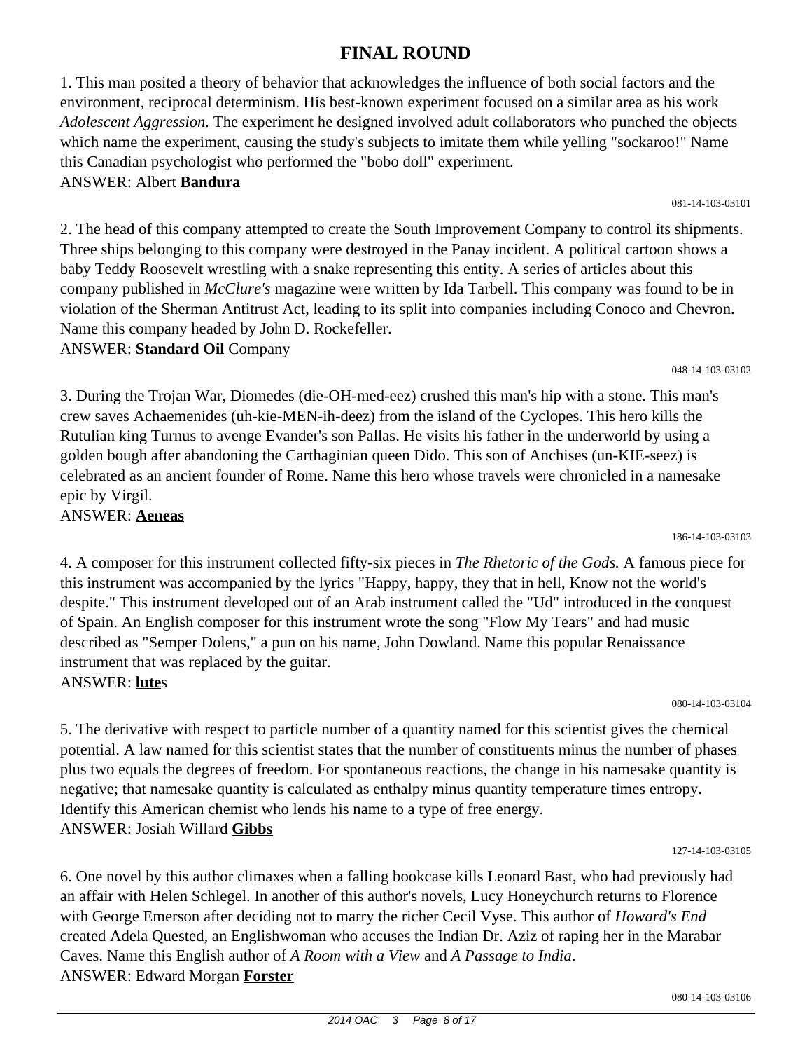# FINAL ROUND

1. This man posited a theory of behavior that acknowledges the influence of both social factors and the environment, reciprocal determinism. His best-known experiment focused on a similar area as his work *Adolescent Aggression.* The experiment he designed involved adult collaborators who punched the objects which name the experiment, causing the study's subjects to imitate them while yelling "sockaroo!" Name this Canadian psychologist who performed the "bobo doll" experiment.
ANSWER: Albert **Bandura**

081-14-103-03101

2. The head of this company attempted to create the South Improvement Company to control its shipments. Three ships belonging to this company were destroyed in the Panay incident. A political cartoon shows a baby Teddy Roosevelt wrestling with a snake representing this entity. A series of articles about this company published in *McClure's* magazine were written by Ida Tarbell. This company was found to be in violation of the Sherman Antitrust Act, leading to its split into companies including Conoco and Chevron. Name this company headed by John D. Rockefeller.
ANSWER: **Standard Oil** Company

048-14-103-03102

3. During the Trojan War, Diomedes (die-OH-med-eez) crushed this man's hip with a stone. This man's crew saves Achaemenides (uh-kie-MEN-ih-deez) from the island of the Cyclopes. This hero kills the Rutulian king Turnus to avenge Evander's son Pallas. He visits his father in the underworld by using a golden bough after abandoning the Carthaginian queen Dido. This son of Anchises (un-KIE-seez) is celebrated as an ancient founder of Rome. Name this hero whose travels were chronicled in a namesake epic by Virgil.
ANSWER: **Aeneas**

186-14-103-03103

4. A composer for this instrument collected fifty-six pieces in *The Rhetoric of the Gods.* A famous piece for this instrument was accompanied by the lyrics "Happy, happy, they that in hell, Know not the world's despite." This instrument developed out of an Arab instrument called the "Ud" introduced in the conquest of Spain. An English composer for this instrument wrote the song "Flow My Tears" and had music described as "Semper Dolens," a pun on his name, John Dowland. Name this popular Renaissance instrument that was replaced by the guitar.
ANSWER: **lute**s

080-14-103-03104

5. The derivative with respect to particle number of a quantity named for this scientist gives the chemical potential. A law named for this scientist states that the number of constituents minus the number of phases plus two equals the degrees of freedom. For spontaneous reactions, the change in his namesake quantity is negative; that namesake quantity is calculated as enthalpy minus quantity temperature times entropy. Identify this American chemist who lends his name to a type of free energy.
ANSWER: Josiah Willard **Gibbs**

127-14-103-03105

6. One novel by this author climaxes when a falling bookcase kills Leonard Bast, who had previously had an affair with Helen Schlegel. In another of this author's novels, Lucy Honeychurch returns to Florence with George Emerson after deciding not to marry the richer Cecil Vyse. This author of *Howard's End* created Adela Quested, an Englishwoman who accuses the Indian Dr. Aziz of raping her in the Marabar Caves. Name this English author of *A Room with a View* and *A Passage to India*.
ANSWER: Edward Morgan **Forster**

080-14-103-03106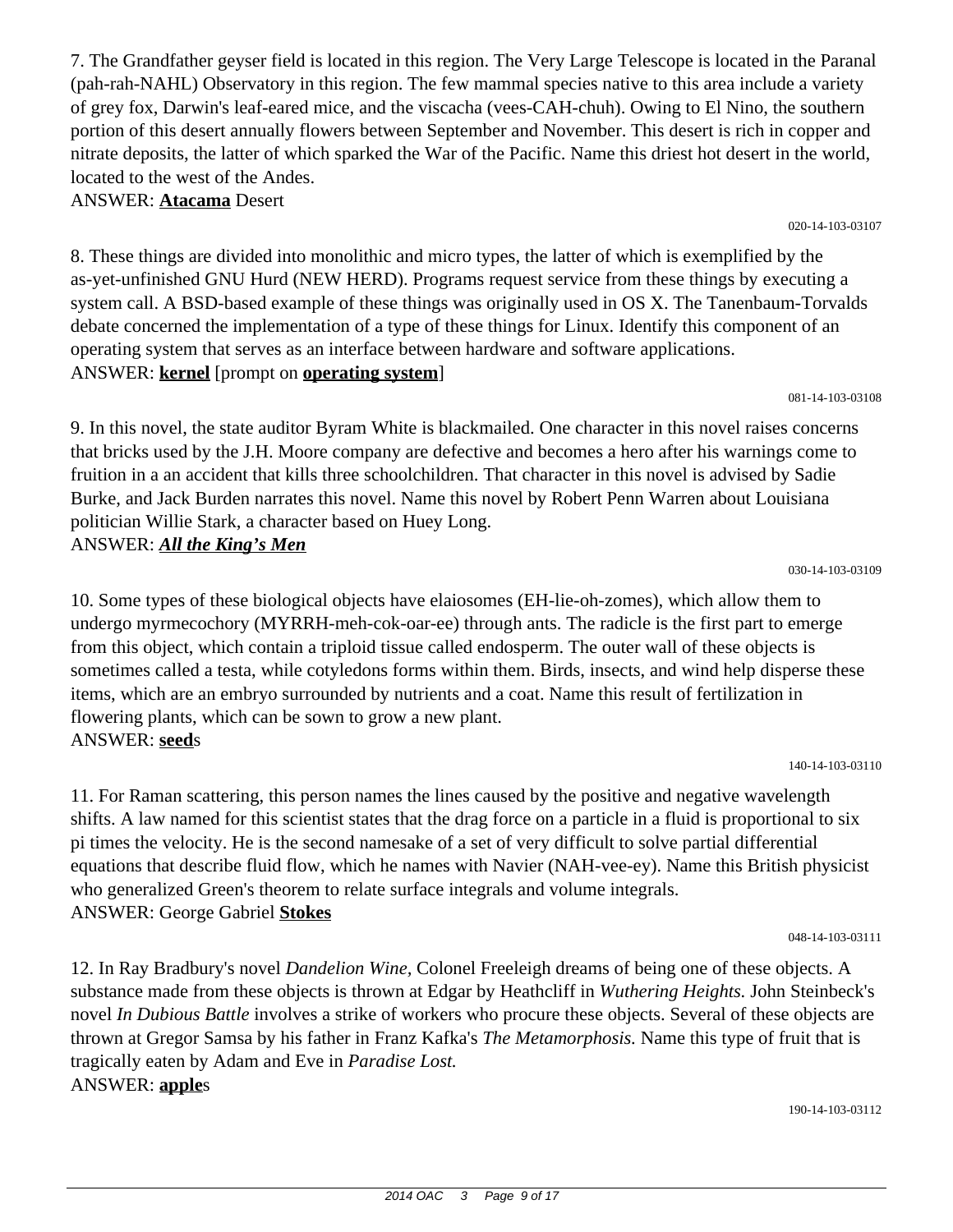7. The Grandfather geyser field is located in this region. The Very Large Telescope is located in the Paranal (pah-rah-NAHL) Observatory in this region. The few mammal species native to this area include a variety of grey fox, Darwin's leaf-eared mice, and the viscacha (vees-CAH-chuh). Owing to El Nino, the southern portion of this desert annually flowers between September and November. This desert is rich in copper and nitrate deposits, the latter of which sparked the War of the Pacific. Name this driest hot desert in the world, located to the west of the Andes.

ANSWER: **Atacama** Desert

020-14-103-03107

8. These things are divided into monolithic and micro types, the latter of which is exemplified by the as-yet-unfinished GNU Hurd (NEW HERD). Programs request service from these things by executing a system call. A BSD-based example of these things was originally used in OS X. The Tanenbaum-Torvalds debate concerned the implementation of a type of these things for Linux. Identify this component of an operating system that serves as an interface between hardware and software applications.

ANSWER: **kernel** [prompt on **operating system**]

081-14-103-03108

9. In this novel, the state auditor Byram White is blackmailed. One character in this novel raises concerns that bricks used by the J.H. Moore company are defective and becomes a hero after his warnings come to fruition in a an accident that kills three schoolchildren. That character in this novel is advised by Sadie Burke, and Jack Burden narrates this novel. Name this novel by Robert Penn Warren about Louisiana politician Willie Stark, a character based on Huey Long.

ANSWER: ***All the King's Men***

030-14-103-03109

10. Some types of these biological objects have elaiosomes (EH-lie-oh-zomes), which allow them to undergo myrmecochory (MYRRH-meh-cok-oar-ee) through ants. The radicle is the first part to emerge from this object, which contain a triploid tissue called endosperm. The outer wall of these objects is sometimes called a testa, while cotyledons forms within them. Birds, insects, and wind help disperse these items, which are an embryo surrounded by nutrients and a coat. Name this result of fertilization in flowering plants, which can be sown to grow a new plant.

ANSWER: **seed**s

140-14-103-03110

11. For Raman scattering, this person names the lines caused by the positive and negative wavelength shifts. A law named for this scientist states that the drag force on a particle in a fluid is proportional to six pi times the velocity. He is the second namesake of a set of very difficult to solve partial differential equations that describe fluid flow, which he names with Navier (NAH-vee-ey). Name this British physicist who generalized Green's theorem to relate surface integrals and volume integrals.

ANSWER: George Gabriel **Stokes**

048-14-103-03111

12. In Ray Bradbury's novel *Dandelion Wine,* Colonel Freeleigh dreams of being one of these objects. A substance made from these objects is thrown at Edgar by Heathcliff in *Wuthering Heights.* John Steinbeck's novel *In Dubious Battle* involves a strike of workers who procure these objects. Several of these objects are thrown at Gregor Samsa by his father in Franz Kafka's *The Metamorphosis.* Name this type of fruit that is tragically eaten by Adam and Eve in *Paradise Lost.*

ANSWER: **apple**s

190-14-103-03112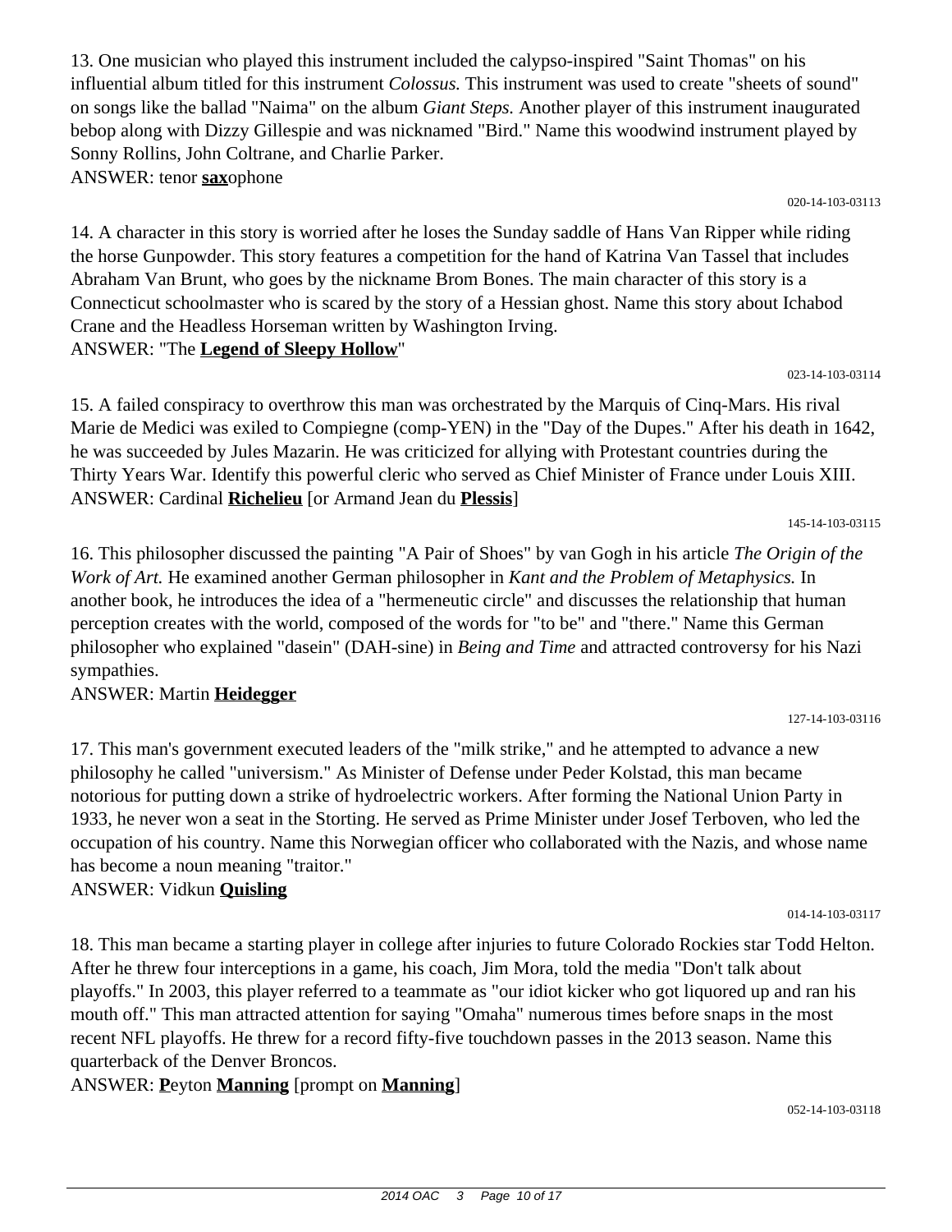13. One musician who played this instrument included the calypso-inspired "Saint Thomas" on his influential album titled for this instrument *Colossus.* This instrument was used to create "sheets of sound" on songs like the ballad "Naima" on the album *Giant Steps.* Another player of this instrument inaugurated bebop along with Dizzy Gillespie and was nicknamed "Bird." Name this woodwind instrument played by Sonny Rollins, John Coltrane, and Charlie Parker.
ANSWER: tenor **<u>sax</u>**ophone

020-14-103-03113

14. A character in this story is worried after he loses the Sunday saddle of Hans Van Ripper while riding the horse Gunpowder. This story features a competition for the hand of Katrina Van Tassel that includes Abraham Van Brunt, who goes by the nickname Brom Bones. The main character of this story is a Connecticut schoolmaster who is scared by the story of a Hessian ghost. Name this story about Ichabod Crane and the Headless Horseman written by Washington Irving.
ANSWER: "The **<u>Legend of Sleepy Hollow</u>**"

023-14-103-03114

15. A failed conspiracy to overthrow this man was orchestrated by the Marquis of Cinq-Mars. His rival Marie de Medici was exiled to Compiegne (comp-YEN) in the "Day of the Dupes." After his death in 1642, he was succeeded by Jules Mazarin. He was criticized for allying with Protestant countries during the Thirty Years War. Identify this powerful cleric who served as Chief Minister of France under Louis XIII.
ANSWER: Cardinal **<u>Richelieu</u>** [or Armand Jean du **<u>Plessis</u>**]

145-14-103-03115

16. This philosopher discussed the painting "A Pair of Shoes" by van Gogh in his article *The Origin of the Work of Art.* He examined another German philosopher in *Kant and the Problem of Metaphysics.* In another book, he introduces the idea of a "hermeneutic circle" and discusses the relationship that human perception creates with the world, composed of the words for "to be" and "there." Name this German philosopher who explained "dasein" (DAH-sine) in *Being and Time* and attracted controversy for his Nazi sympathies.
ANSWER: Martin **<u>Heidegger</u>**

127-14-103-03116

17. This man's government executed leaders of the "milk strike," and he attempted to advance a new philosophy he called "universism." As Minister of Defense under Peder Kolstad, this man became notorious for putting down a strike of hydroelectric workers. After forming the National Union Party in 1933, he never won a seat in the Storting. He served as Prime Minister under Josef Terboven, who led the occupation of his country. Name this Norwegian officer who collaborated with the Nazis, and whose name has become a noun meaning "traitor."
ANSWER: Vidkun **<u>Quisling</u>**

014-14-103-03117

18. This man became a starting player in college after injuries to future Colorado Rockies star Todd Helton. After he threw four interceptions in a game, his coach, Jim Mora, told the media "Don't talk about playoffs." In 2003, this player referred to a teammate as "our idiot kicker who got liquored up and ran his mouth off." This man attracted attention for saying "Omaha" numerous times before snaps in the most recent NFL playoffs. He threw for a record fifty-five touchdown passes in the 2013 season. Name this quarterback of the Denver Broncos.
ANSWER: **<u>P</u>**eyton **<u>Manning</u>** [prompt on **<u>Manning</u>**]

052-14-103-03118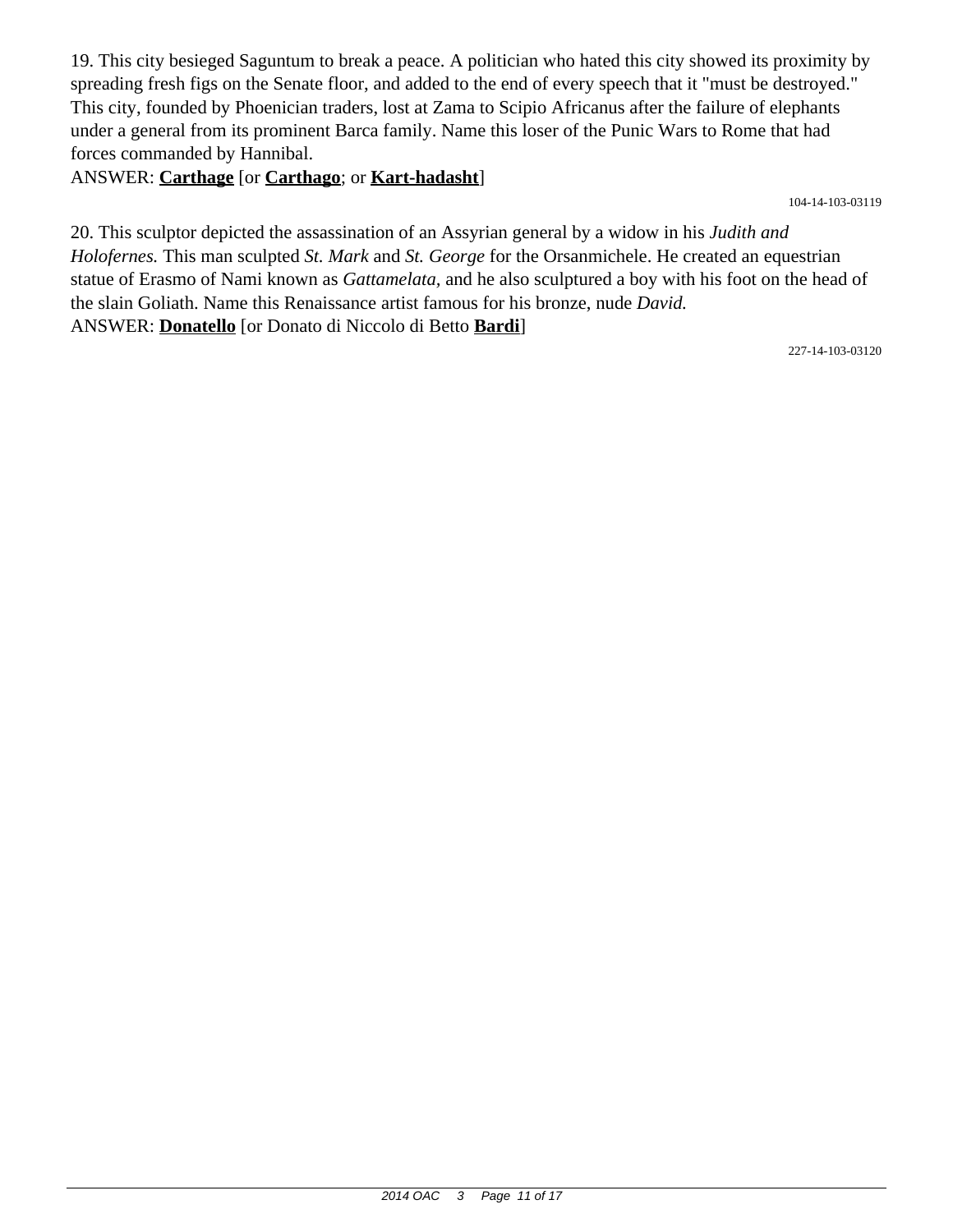19. This city besieged Saguntum to break a peace. A politician who hated this city showed its proximity by spreading fresh figs on the Senate floor, and added to the end of every speech that it "must be destroyed." This city, founded by Phoenician traders, lost at Zama to Scipio Africanus after the failure of elephants under a general from its prominent Barca family. Name this loser of the Punic Wars to Rome that had forces commanded by Hannibal.

ANSWER: **Carthage** [or **Carthago**; or **Kart-hadasht**]

104-14-103-03119

20. This sculptor depicted the assassination of an Assyrian general by a widow in his *Judith and Holofernes.* This man sculpted *St. Mark* and *St. George* for the Orsanmichele. He created an equestrian statue of Erasmo of Nami known as *Gattamelata,* and he also sculptured a boy with his foot on the head of the slain Goliath. Name this Renaissance artist famous for his bronze, nude *David.*

ANSWER: **Donatello** [or Donato di Niccolo di Betto **Bardi**]

227-14-103-03120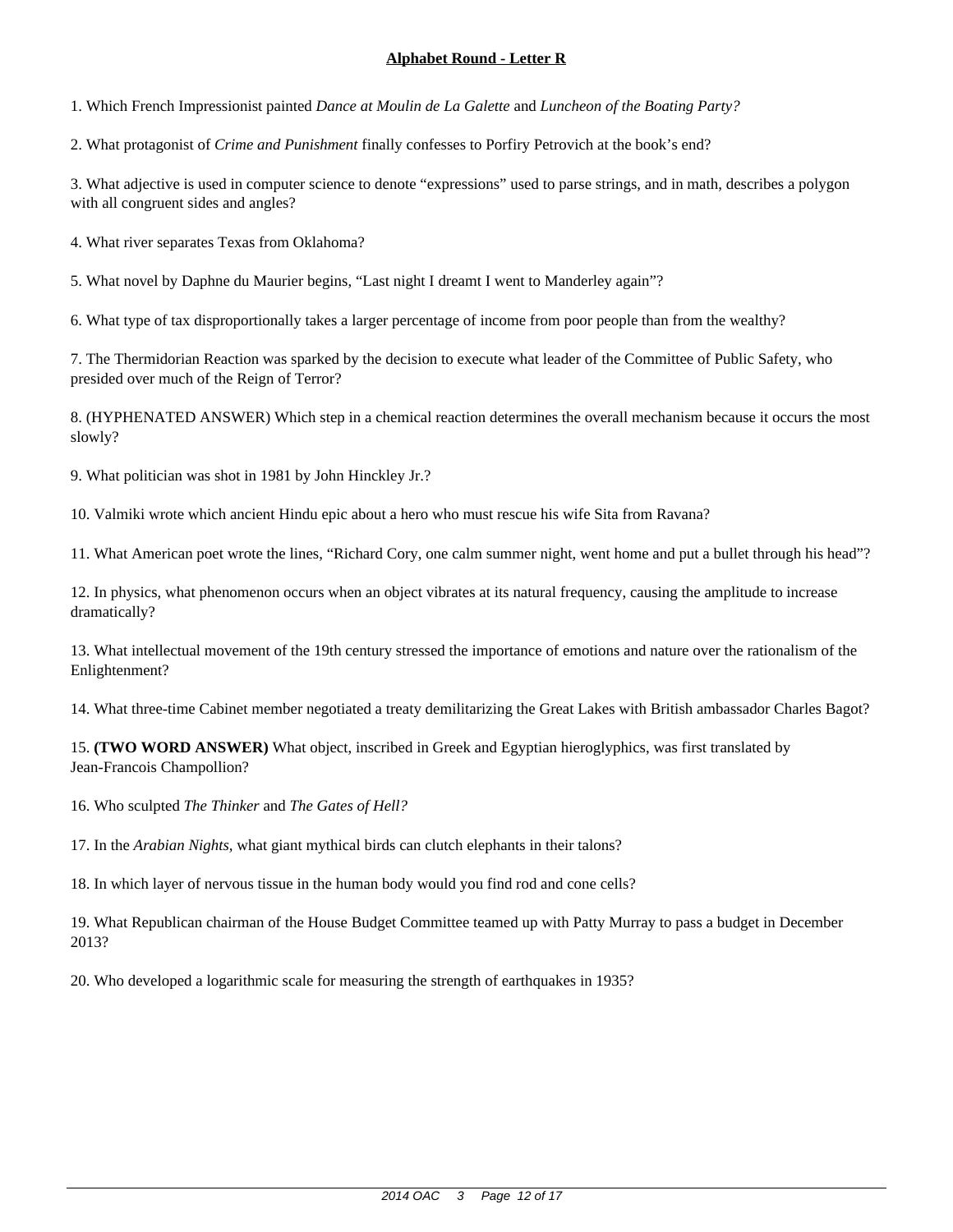**Alphabet Round - Letter R**

1. Which French Impressionist painted *Dance at Moulin de La Galette* and *Luncheon of the Boating Party?*

2. What protagonist of *Crime and Punishment* finally confesses to Porfiry Petrovich at the book's end?

3. What adjective is used in computer science to denote "expressions" used to parse strings, and in math, describes a polygon with all congruent sides and angles?

4. What river separates Texas from Oklahoma?

5. What novel by Daphne du Maurier begins, "Last night I dreamt I went to Manderley again"?

6. What type of tax disproportionally takes a larger percentage of income from poor people than from the wealthy?

7. The Thermidorian Reaction was sparked by the decision to execute what leader of the Committee of Public Safety, who presided over much of the Reign of Terror?

8. (HYPHENATED ANSWER) Which step in a chemical reaction determines the overall mechanism because it occurs the most slowly?

9. What politician was shot in 1981 by John Hinckley Jr.?

10. Valmiki wrote which ancient Hindu epic about a hero who must rescue his wife Sita from Ravana?

11. What American poet wrote the lines, "Richard Cory, one calm summer night, went home and put a bullet through his head"?

12. In physics, what phenomenon occurs when an object vibrates at its natural frequency, causing the amplitude to increase dramatically?

13. What intellectual movement of the 19th century stressed the importance of emotions and nature over the rationalism of the Enlightenment?

14. What three-time Cabinet member negotiated a treaty demilitarizing the Great Lakes with British ambassador Charles Bagot?

15. **(TWO WORD ANSWER)** What object, inscribed in Greek and Egyptian hieroglyphics, was first translated by Jean-Francois Champollion?

16. Who sculpted *The Thinker* and *The Gates of Hell?*

17. In the *Arabian Nights*, what giant mythical birds can clutch elephants in their talons?

18. In which layer of nervous tissue in the human body would you find rod and cone cells?

19. What Republican chairman of the House Budget Committee teamed up with Patty Murray to pass a budget in December 2013?

20. Who developed a logarithmic scale for measuring the strength of earthquakes in 1935?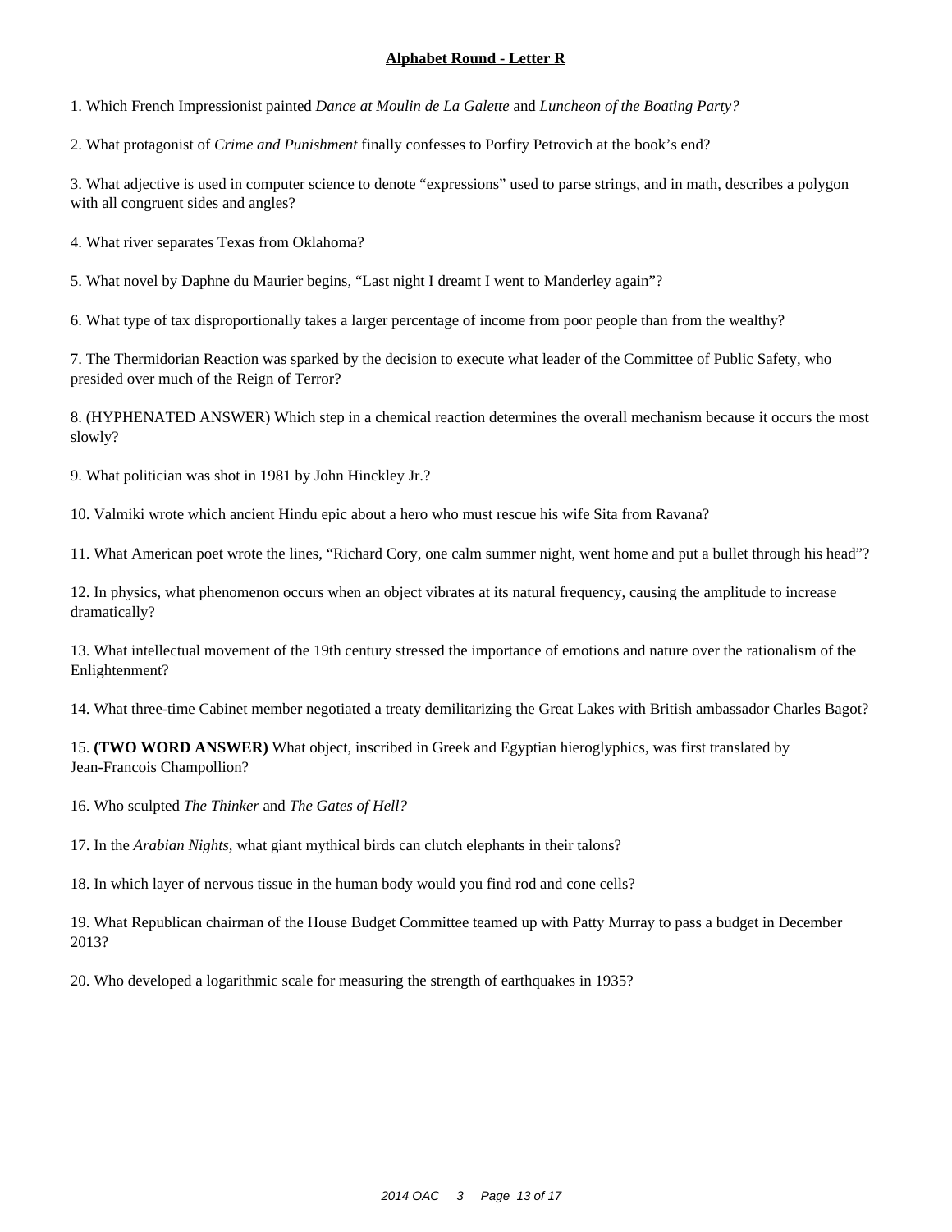**Alphabet Round - Letter R**

1. Which French Impressionist painted *Dance at Moulin de La Galette* and *Luncheon of the Boating Party?*

2. What protagonist of *Crime and Punishment* finally confesses to Porfiry Petrovich at the book's end?

3. What adjective is used in computer science to denote "expressions" used to parse strings, and in math, describes a polygon with all congruent sides and angles?

4. What river separates Texas from Oklahoma?

5. What novel by Daphne du Maurier begins, "Last night I dreamt I went to Manderley again"?

6. What type of tax disproportionally takes a larger percentage of income from poor people than from the wealthy?

7. The Thermidorian Reaction was sparked by the decision to execute what leader of the Committee of Public Safety, who presided over much of the Reign of Terror?

8. (HYPHENATED ANSWER) Which step in a chemical reaction determines the overall mechanism because it occurs the most slowly?

9. What politician was shot in 1981 by John Hinckley Jr.?

10. Valmiki wrote which ancient Hindu epic about a hero who must rescue his wife Sita from Ravana?

11. What American poet wrote the lines, "Richard Cory, one calm summer night, went home and put a bullet through his head"?

12. In physics, what phenomenon occurs when an object vibrates at its natural frequency, causing the amplitude to increase dramatically?

13. What intellectual movement of the 19th century stressed the importance of emotions and nature over the rationalism of the Enlightenment?

14. What three-time Cabinet member negotiated a treaty demilitarizing the Great Lakes with British ambassador Charles Bagot?

15. **(TWO WORD ANSWER)** What object, inscribed in Greek and Egyptian hieroglyphics, was first translated by Jean-Francois Champollion?

16. Who sculpted *The Thinker* and *The Gates of Hell?*

17. In the *Arabian Nights*, what giant mythical birds can clutch elephants in their talons?

18. In which layer of nervous tissue in the human body would you find rod and cone cells?

19. What Republican chairman of the House Budget Committee teamed up with Patty Murray to pass a budget in December 2013?

20. Who developed a logarithmic scale for measuring the strength of earthquakes in 1935?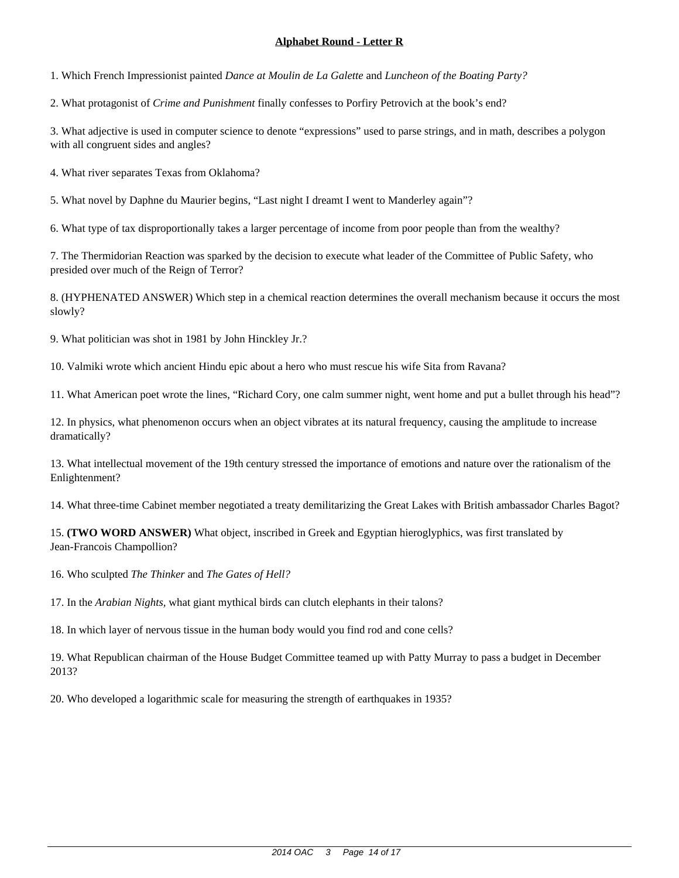**Alphabet Round - Letter R**

1. Which French Impressionist painted *Dance at Moulin de La Galette* and *Luncheon of the Boating Party?*

2. What protagonist of *Crime and Punishment* finally confesses to Porfiry Petrovich at the book's end?

3. What adjective is used in computer science to denote "expressions" used to parse strings, and in math, describes a polygon with all congruent sides and angles?

4. What river separates Texas from Oklahoma?

5. What novel by Daphne du Maurier begins, "Last night I dreamt I went to Manderley again"?

6. What type of tax disproportionally takes a larger percentage of income from poor people than from the wealthy?

7. The Thermidorian Reaction was sparked by the decision to execute what leader of the Committee of Public Safety, who presided over much of the Reign of Terror?

8. (HYPHENATED ANSWER) Which step in a chemical reaction determines the overall mechanism because it occurs the most slowly?

9. What politician was shot in 1981 by John Hinckley Jr.?

10. Valmiki wrote which ancient Hindu epic about a hero who must rescue his wife Sita from Ravana?

11. What American poet wrote the lines, "Richard Cory, one calm summer night, went home and put a bullet through his head"?

12. In physics, what phenomenon occurs when an object vibrates at its natural frequency, causing the amplitude to increase dramatically?

13. What intellectual movement of the 19th century stressed the importance of emotions and nature over the rationalism of the Enlightenment?

14. What three-time Cabinet member negotiated a treaty demilitarizing the Great Lakes with British ambassador Charles Bagot?

15. **(TWO WORD ANSWER)** What object, inscribed in Greek and Egyptian hieroglyphics, was first translated by Jean-Francois Champollion?

16. Who sculpted *The Thinker* and *The Gates of Hell?*

17. In the *Arabian Nights*, what giant mythical birds can clutch elephants in their talons?

18. In which layer of nervous tissue in the human body would you find rod and cone cells?

19. What Republican chairman of the House Budget Committee teamed up with Patty Murray to pass a budget in December 2013?

20. Who developed a logarithmic scale for measuring the strength of earthquakes in 1935?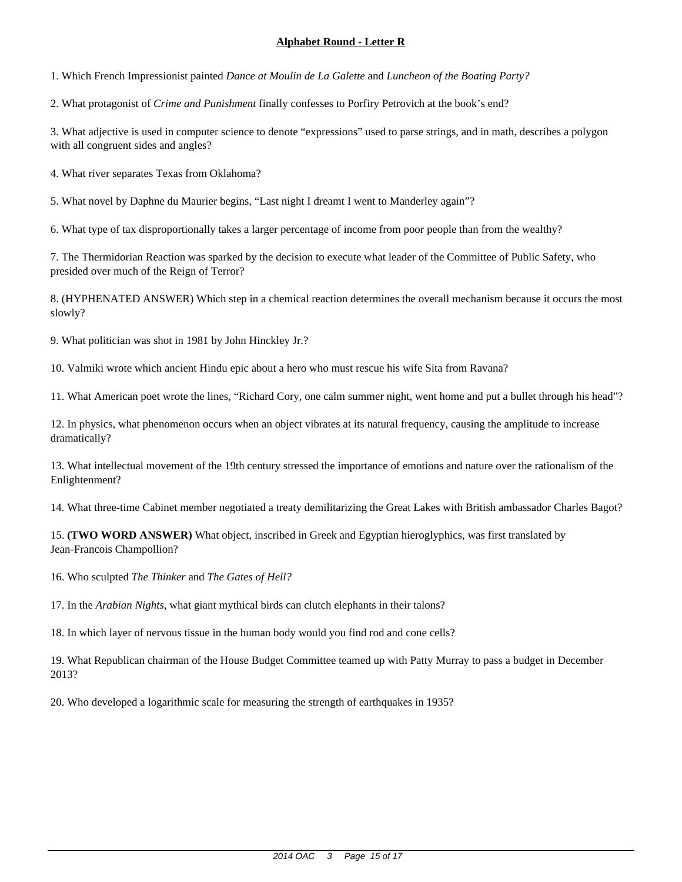**Alphabet Round - Letter R**

1. Which French Impressionist painted *Dance at Moulin de La Galette* and *Luncheon of the Boating Party?*

2. What protagonist of *Crime and Punishment* finally confesses to Porfiry Petrovich at the book's end?

3. What adjective is used in computer science to denote "expressions" used to parse strings, and in math, describes a polygon with all congruent sides and angles?

4. What river separates Texas from Oklahoma?

5. What novel by Daphne du Maurier begins, "Last night I dreamt I went to Manderley again"?

6. What type of tax disproportionally takes a larger percentage of income from poor people than from the wealthy?

7. The Thermidorian Reaction was sparked by the decision to execute what leader of the Committee of Public Safety, who presided over much of the Reign of Terror?

8. (HYPHENATED ANSWER) Which step in a chemical reaction determines the overall mechanism because it occurs the most slowly?

9. What politician was shot in 1981 by John Hinckley Jr.?

10. Valmiki wrote which ancient Hindu epic about a hero who must rescue his wife Sita from Ravana?

11. What American poet wrote the lines, "Richard Cory, one calm summer night, went home and put a bullet through his head"?

12. In physics, what phenomenon occurs when an object vibrates at its natural frequency, causing the amplitude to increase dramatically?

13. What intellectual movement of the 19th century stressed the importance of emotions and nature over the rationalism of the Enlightenment?

14. What three-time Cabinet member negotiated a treaty demilitarizing the Great Lakes with British ambassador Charles Bagot?

15. **(TWO WORD ANSWER)** What object, inscribed in Greek and Egyptian hieroglyphics, was first translated by Jean-Francois Champollion?

16. Who sculpted *The Thinker* and *The Gates of Hell?*

17. In the *Arabian Nights*, what giant mythical birds can clutch elephants in their talons?

18. In which layer of nervous tissue in the human body would you find rod and cone cells?

19. What Republican chairman of the House Budget Committee teamed up with Patty Murray to pass a budget in December 2013?

20. Who developed a logarithmic scale for measuring the strength of earthquakes in 1935?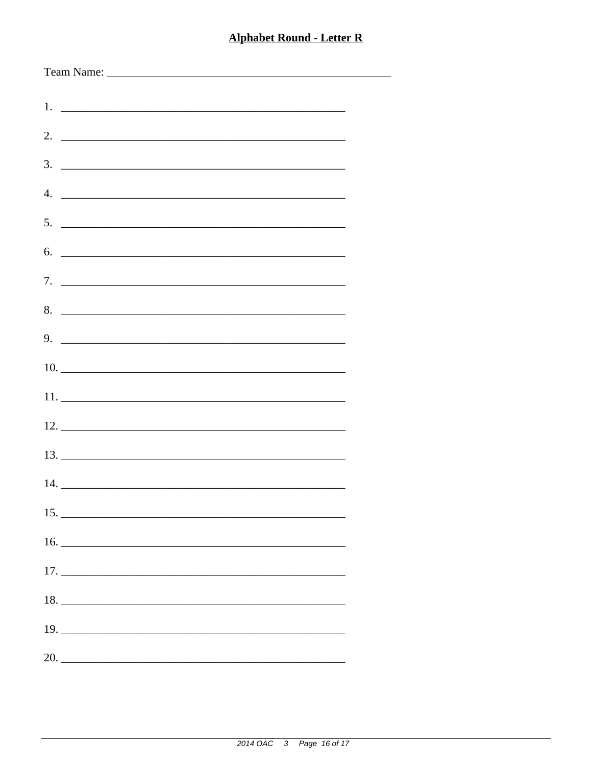**Alphabet Round - Letter R**

Team Name: ______________________________________________

1. ______________________________________________

2. ______________________________________________

3. ______________________________________________

4. ______________________________________________

5. ______________________________________________

6. ______________________________________________

7. ______________________________________________

8. ______________________________________________

9. ______________________________________________

10. ______________________________________________

11. ______________________________________________

12. ______________________________________________

13. ______________________________________________

14. ______________________________________________

15. ______________________________________________

16. ______________________________________________

17. ______________________________________________

18. ______________________________________________

19. ______________________________________________

20. ______________________________________________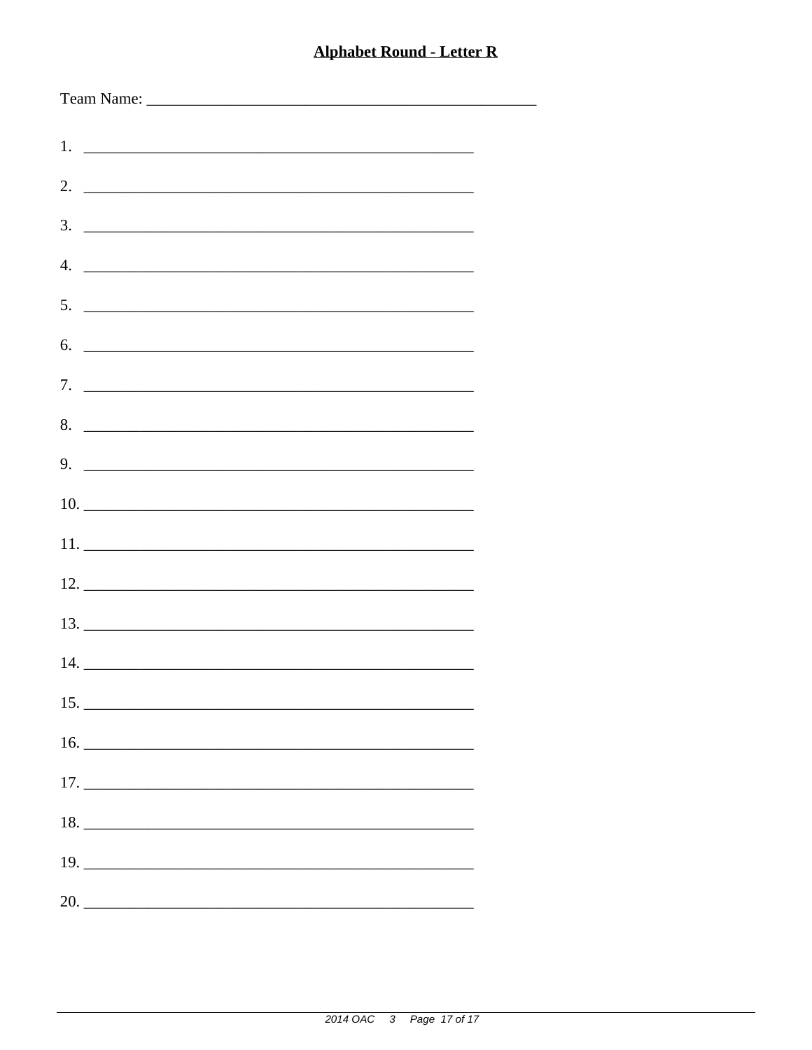## Alphabet Round - Letter R

Team Name: ______________________________________________

1. ______________________________________________
2. ______________________________________________
3. ______________________________________________
4. ______________________________________________
5. ______________________________________________
6. ______________________________________________
7. ______________________________________________
8. ______________________________________________
9. ______________________________________________
10. ______________________________________________
11. ______________________________________________
12. ______________________________________________
13. ______________________________________________
14. ______________________________________________
15. ______________________________________________
16. ______________________________________________
17. ______________________________________________
18. ______________________________________________
19. ______________________________________________
20. ______________________________________________